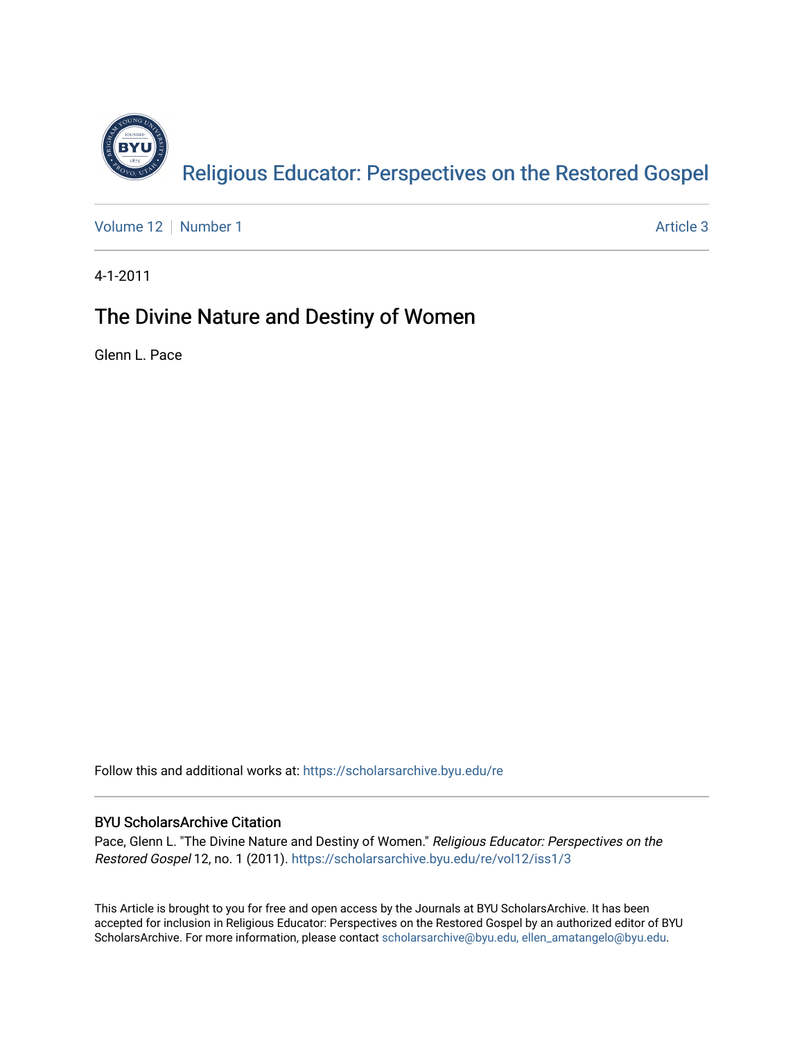Religious Educator: Perspectives on the Restored Gospel

Volume 12 | Number 1 | Article 3

4-1-2011

# The Divine Nature and Destiny of Women

Glenn L. Pace

Follow this and additional works at: https://scholarsarchive.byu.edu/re

## BYU ScholarsArchive Citation

Pace, Glenn L. "The Divine Nature and Destiny of Women." *Religious Educator: Perspectives on the Restored Gospel* 12, no. 1 (2011). https://scholarsarchive.byu.edu/re/vol12/iss1/3

This Article is brought to you for free and open access by the Journals at BYU ScholarsArchive. It has been accepted for inclusion in Religious Educator: Perspectives on the Restored Gospel by an authorized editor of BYU ScholarsArchive. For more information, please contact scholarsarchive@byu.edu, ellen_amatangelo@byu.edu.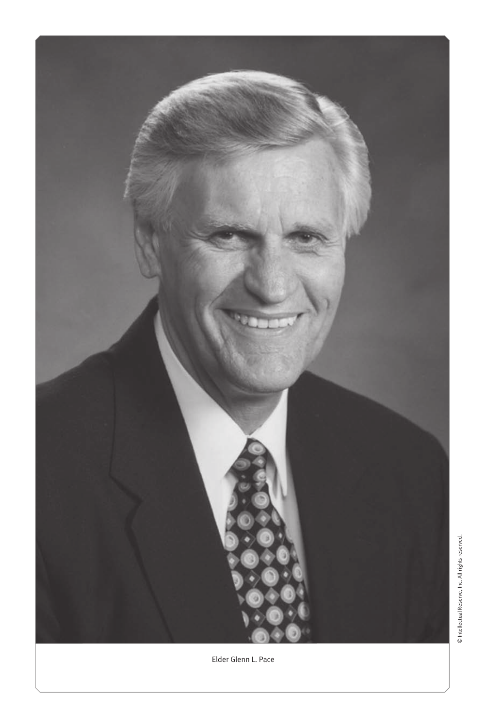Elder Glenn L. Pace

© Intellectual Reserve, Inc. All rights reserved.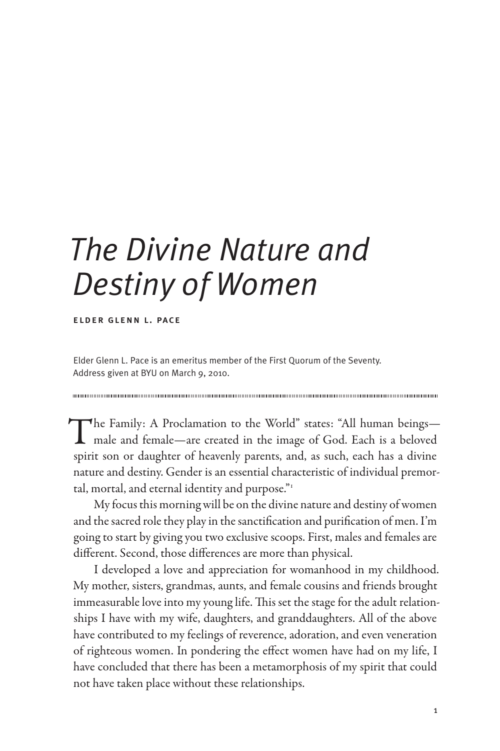# The Divine Nature and Destiny of Women

**ELDER GLENN L. PACE**

Elder Glenn L. Pace is an emeritus member of the First Quorum of the Seventy. Address given at BYU on March 9, 2010.

"The Family: A Proclamation to the World" states: "All human beings—male and female—are created in the image of God. Each is a beloved spirit son or daughter of heavenly parents, and, as such, each has a divine nature and destiny. Gender is an essential characteristic of individual premortal, mortal, and eternal identity and purpose."[1]

My focus this morning will be on the divine nature and destiny of women and the sacred role they play in the sanctification and purification of men. I'm going to start by giving you two exclusive scoops. First, males and females are different. Second, those differences are more than physical.

I developed a love and appreciation for womanhood in my childhood. My mother, sisters, grandmas, aunts, and female cousins and friends brought immeasurable love into my young life. This set the stage for the adult relationships I have with my wife, daughters, and granddaughters. All of the above have contributed to my feelings of reverence, adoration, and even veneration of righteous women. In pondering the effect women have had on my life, I have concluded that there has been a metamorphosis of my spirit that could not have taken place without these relationships.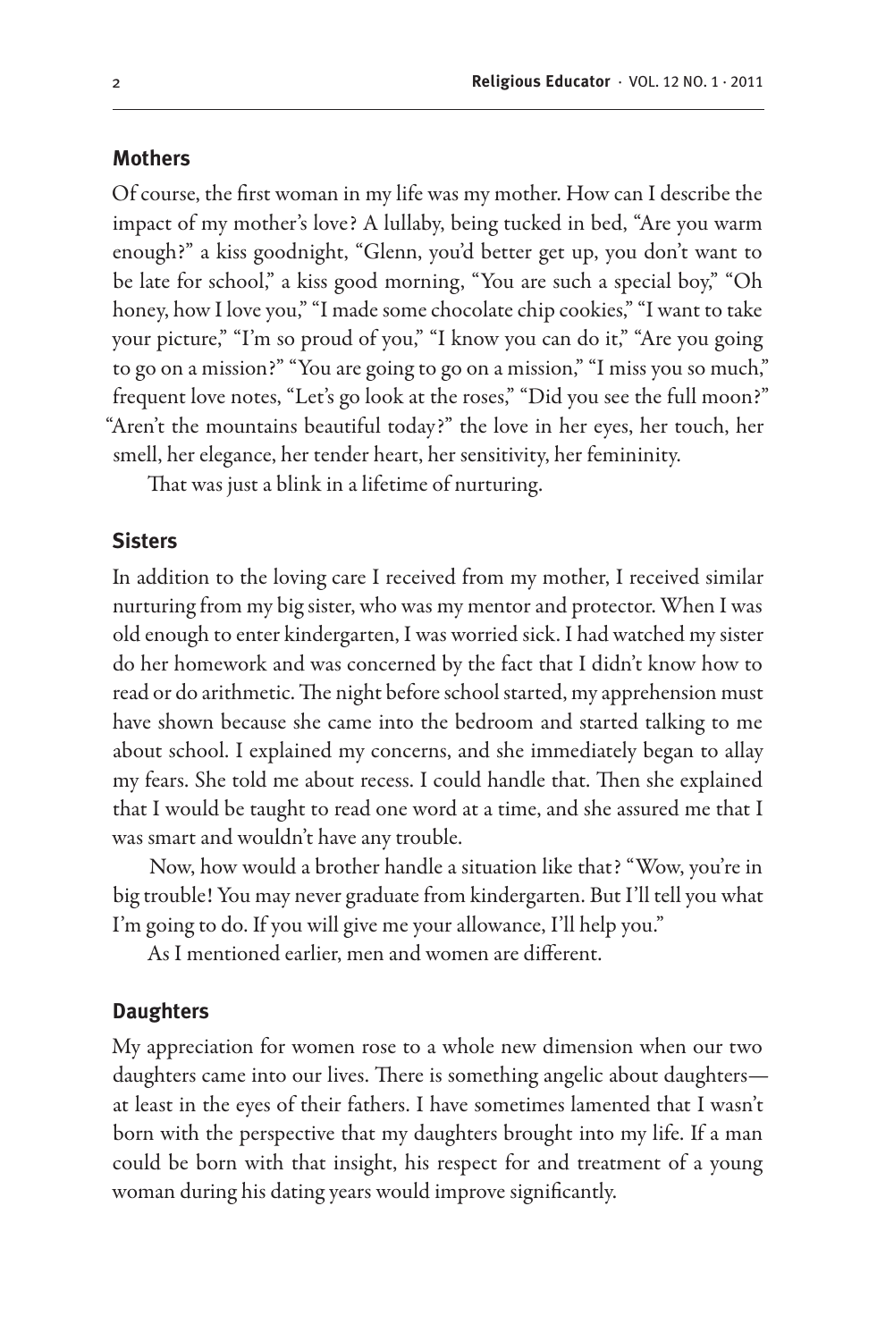## Mothers

Of course, the first woman in my life was my mother. How can I describe the impact of my mother's love? A lullaby, being tucked in bed, "Are you warm enough?" a kiss goodnight, "Glenn, you'd better get up, you don't want to be late for school," a kiss good morning, "You are such a special boy," "Oh honey, how I love you," "I made some chocolate chip cookies," "I want to take your picture," "I'm so proud of you," "I know you can do it," "Are you going to go on a mission?" "You are going to go on a mission," "I miss you so much," frequent love notes, "Let's go look at the roses," "Did you see the full moon?" "Aren't the mountains beautiful today?" the love in her eyes, her touch, her smell, her elegance, her tender heart, her sensitivity, her femininity.

That was just a blink in a lifetime of nurturing.

## Sisters

In addition to the loving care I received from my mother, I received similar nurturing from my big sister, who was my mentor and protector. When I was old enough to enter kindergarten, I was worried sick. I had watched my sister do her homework and was concerned by the fact that I didn't know how to read or do arithmetic. The night before school started, my apprehension must have shown because she came into the bedroom and started talking to me about school. I explained my concerns, and she immediately began to allay my fears. She told me about recess. I could handle that. Then she explained that I would be taught to read one word at a time, and she assured me that I was smart and wouldn't have any trouble.

Now, how would a brother handle a situation like that? "Wow, you're in big trouble! You may never graduate from kindergarten. But I'll tell you what I'm going to do. If you will give me your allowance, I'll help you."

As I mentioned earlier, men and women are different.

## Daughters

My appreciation for women rose to a whole new dimension when our two daughters came into our lives. There is something angelic about daughters—at least in the eyes of their fathers. I have sometimes lamented that I wasn't born with the perspective that my daughters brought into my life. If a man could be born with that insight, his respect for and treatment of a young woman during his dating years would improve significantly.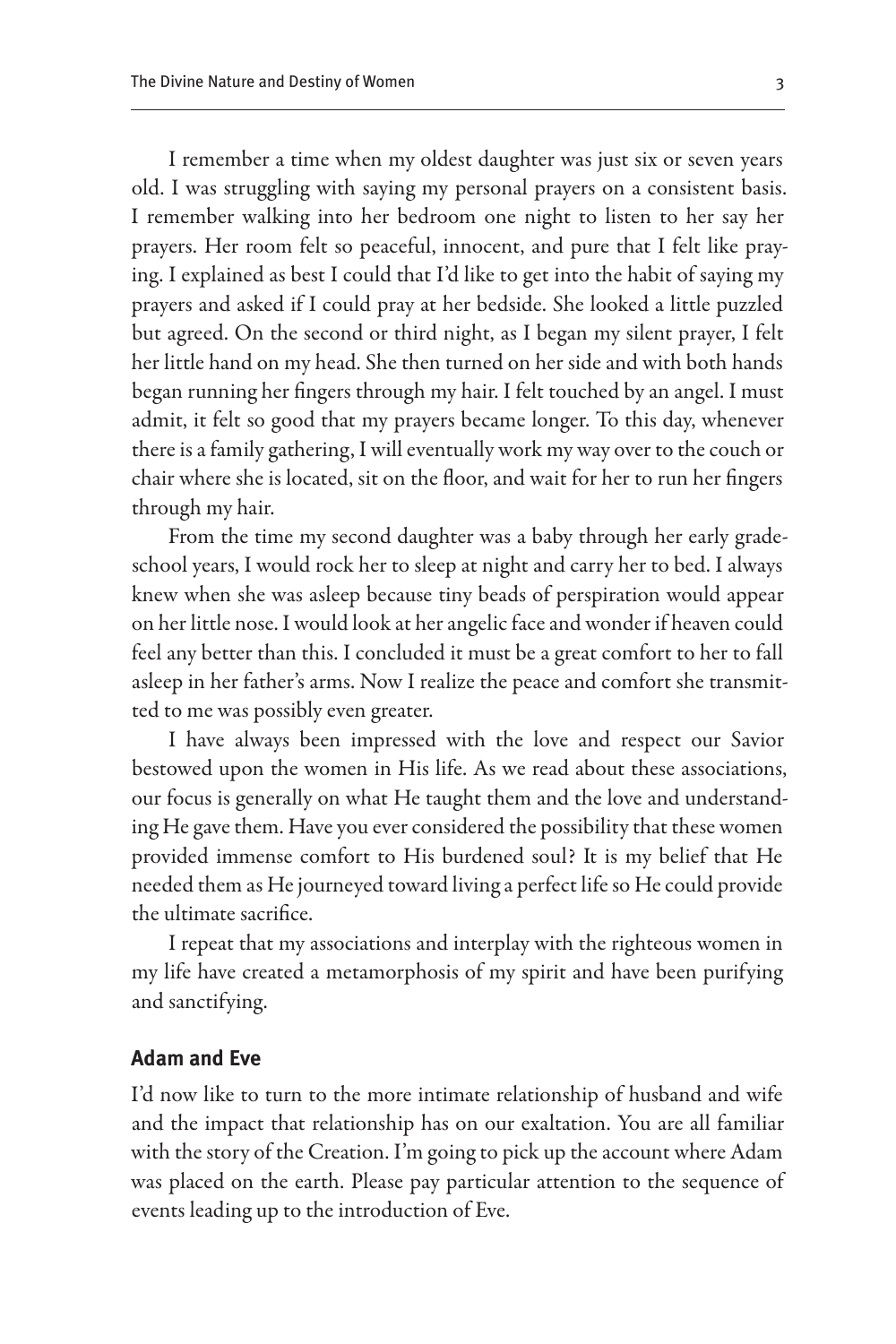I remember a time when my oldest daughter was just six or seven years old. I was struggling with saying my personal prayers on a consistent basis. I remember walking into her bedroom one night to listen to her say her prayers. Her room felt so peaceful, innocent, and pure that I felt like praying. I explained as best I could that I'd like to get into the habit of saying my prayers and asked if I could pray at her bedside. She looked a little puzzled but agreed. On the second or third night, as I began my silent prayer, I felt her little hand on my head. She then turned on her side and with both hands began running her fingers through my hair. I felt touched by an angel. I must admit, it felt so good that my prayers became longer. To this day, whenever there is a family gathering, I will eventually work my way over to the couch or chair where she is located, sit on the floor, and wait for her to run her fingers through my hair.

From the time my second daughter was a baby through her early grade-school years, I would rock her to sleep at night and carry her to bed. I always knew when she was asleep because tiny beads of perspiration would appear on her little nose. I would look at her angelic face and wonder if heaven could feel any better than this. I concluded it must be a great comfort to her to fall asleep in her father's arms. Now I realize the peace and comfort she transmitted to me was possibly even greater.

I have always been impressed with the love and respect our Savior bestowed upon the women in His life. As we read about these associations, our focus is generally on what He taught them and the love and understanding He gave them. Have you ever considered the possibility that these women provided immense comfort to His burdened soul? It is my belief that He needed them as He journeyed toward living a perfect life so He could provide the ultimate sacrifice.

I repeat that my associations and interplay with the righteous women in my life have created a metamorphosis of my spirit and have been purifying and sanctifying.

## Adam and Eve

I'd now like to turn to the more intimate relationship of husband and wife and the impact that relationship has on our exaltation. You are all familiar with the story of the Creation. I'm going to pick up the account where Adam was placed on the earth. Please pay particular attention to the sequence of events leading up to the introduction of Eve.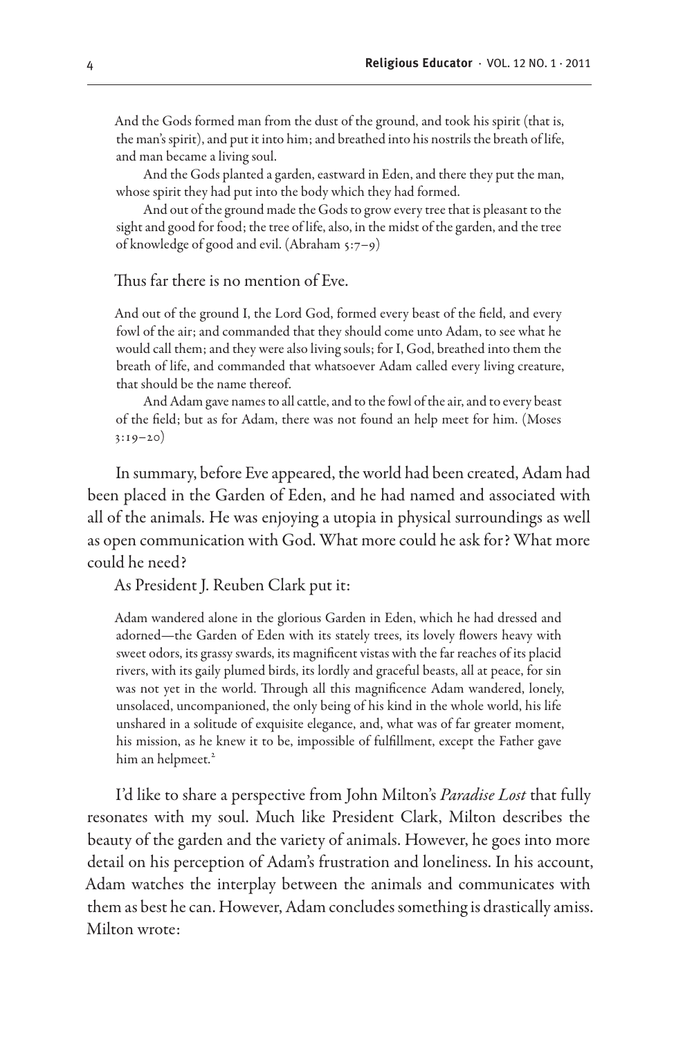> And the Gods formed man from the dust of the ground, and took his spirit (that is, the man's spirit), and put it into him; and breathed into his nostrils the breath of life, and man became a living soul.
>
> And the Gods planted a garden, eastward in Eden, and there they put the man, whose spirit they had put into the body which they had formed.
>
> And out of the ground made the Gods to grow every tree that is pleasant to the sight and good for food; the tree of life, also, in the midst of the garden, and the tree of knowledge of good and evil. (Abraham 5:7–9)

Thus far there is no mention of Eve.

> And out of the ground I, the Lord God, formed every beast of the field, and every fowl of the air; and commanded that they should come unto Adam, to see what he would call them; and they were also living souls; for I, God, breathed into them the breath of life, and commanded that whatsoever Adam called every living creature, that should be the name thereof.
>
> And Adam gave names to all cattle, and to the fowl of the air, and to every beast of the field; but as for Adam, there was not found an help meet for him. (Moses 3:19–20)

In summary, before Eve appeared, the world had been created, Adam had been placed in the Garden of Eden, and he had named and associated with all of the animals. He was enjoying a utopia in physical surroundings as well as open communication with God. What more could he ask for? What more could he need?

As President J. Reuben Clark put it:

> Adam wandered alone in the glorious Garden in Eden, which he had dressed and adorned—the Garden of Eden with its stately trees, its lovely flowers heavy with sweet odors, its grassy swards, its magnificent vistas with the far reaches of its placid rivers, with its gaily plumed birds, its lordly and graceful beasts, all at peace, for sin was not yet in the world. Through all this magnificence Adam wandered, lonely, unsolaced, uncompanioned, the only being of his kind in the whole world, his life unshared in a solitude of exquisite elegance, and, what was of far greater moment, his mission, as he knew it to be, impossible of fulfillment, except the Father gave him an helpmeet.[2]

I'd like to share a perspective from John Milton's *Paradise Lost* that fully resonates with my soul. Much like President Clark, Milton describes the beauty of the garden and the variety of animals. However, he goes into more detail on his perception of Adam's frustration and loneliness. In his account, Adam watches the interplay between the animals and communicates with them as best he can. However, Adam concludes something is drastically amiss. Milton wrote: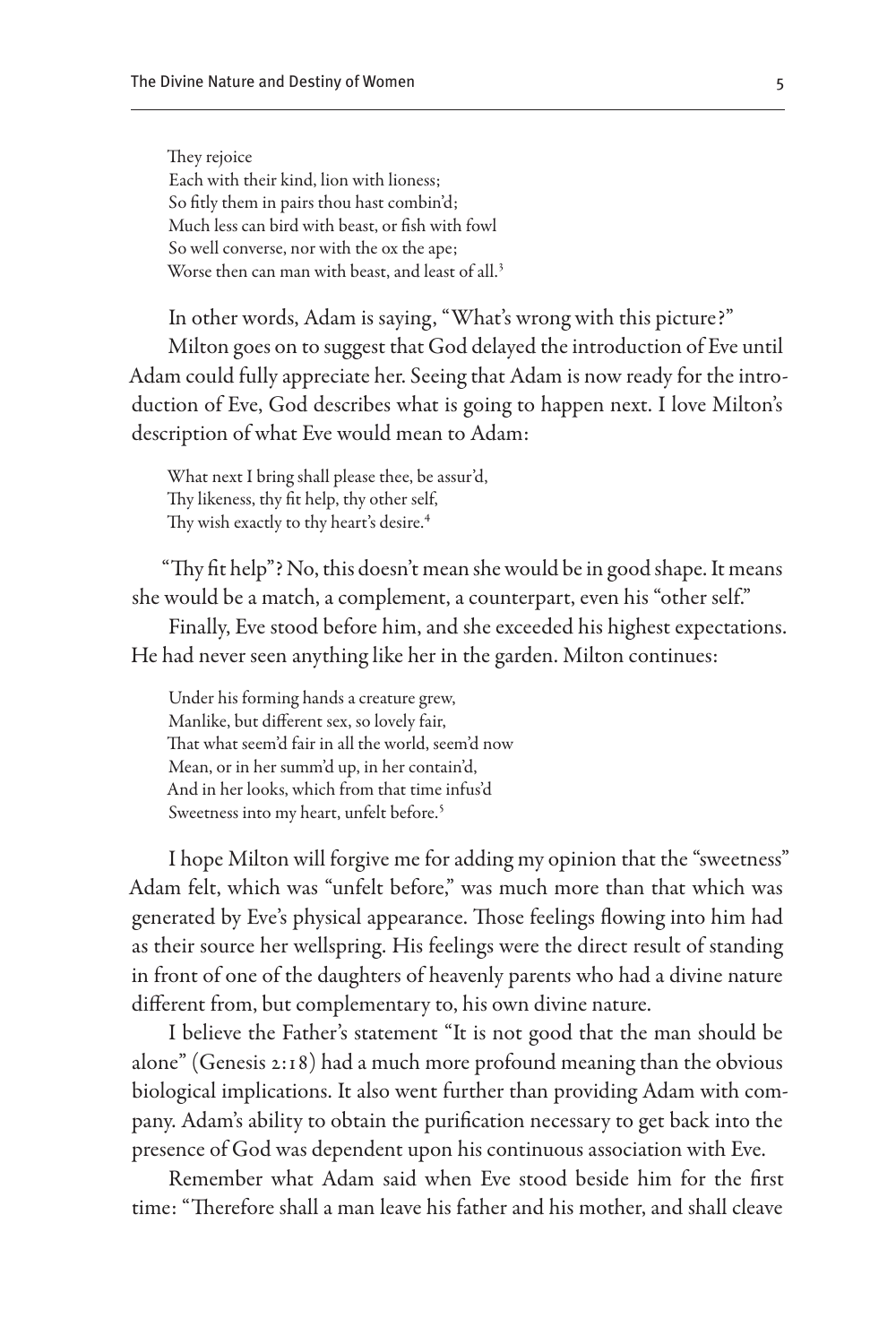They rejoice
Each with their kind, lion with lioness;
So fitly them in pairs thou hast combin'd;
Much less can bird with beast, or fish with fowl
So well converse, nor with the ox the ape;
Worse then can man with beast, and least of all.[3]

In other words, Adam is saying, "What's wrong with this picture?"

Milton goes on to suggest that God delayed the introduction of Eve until Adam could fully appreciate her. Seeing that Adam is now ready for the introduction of Eve, God describes what is going to happen next. I love Milton's description of what Eve would mean to Adam:

What next I bring shall please thee, be assur'd,
Thy likeness, thy fit help, thy other self,
Thy wish exactly to thy heart's desire.[4]

"Thy fit help"? No, this doesn't mean she would be in good shape. It means she would be a match, a complement, a counterpart, even his "other self."

Finally, Eve stood before him, and she exceeded his highest expectations. He had never seen anything like her in the garden. Milton continues:

Under his forming hands a creature grew,
Manlike, but different sex, so lovely fair,
That what seem'd fair in all the world, seem'd now
Mean, or in her summ'd up, in her contain'd,
And in her looks, which from that time infus'd
Sweetness into my heart, unfelt before.[5]

I hope Milton will forgive me for adding my opinion that the "sweetness" Adam felt, which was "unfelt before," was much more than that which was generated by Eve's physical appearance. Those feelings flowing into him had as their source her wellspring. His feelings were the direct result of standing in front of one of the daughters of heavenly parents who had a divine nature different from, but complementary to, his own divine nature.

I believe the Father's statement "It is not good that the man should be alone" (Genesis 2:18) had a much more profound meaning than the obvious biological implications. It also went further than providing Adam with company. Adam's ability to obtain the purification necessary to get back into the presence of God was dependent upon his continuous association with Eve.

Remember what Adam said when Eve stood beside him for the first time: "Therefore shall a man leave his father and his mother, and shall cleave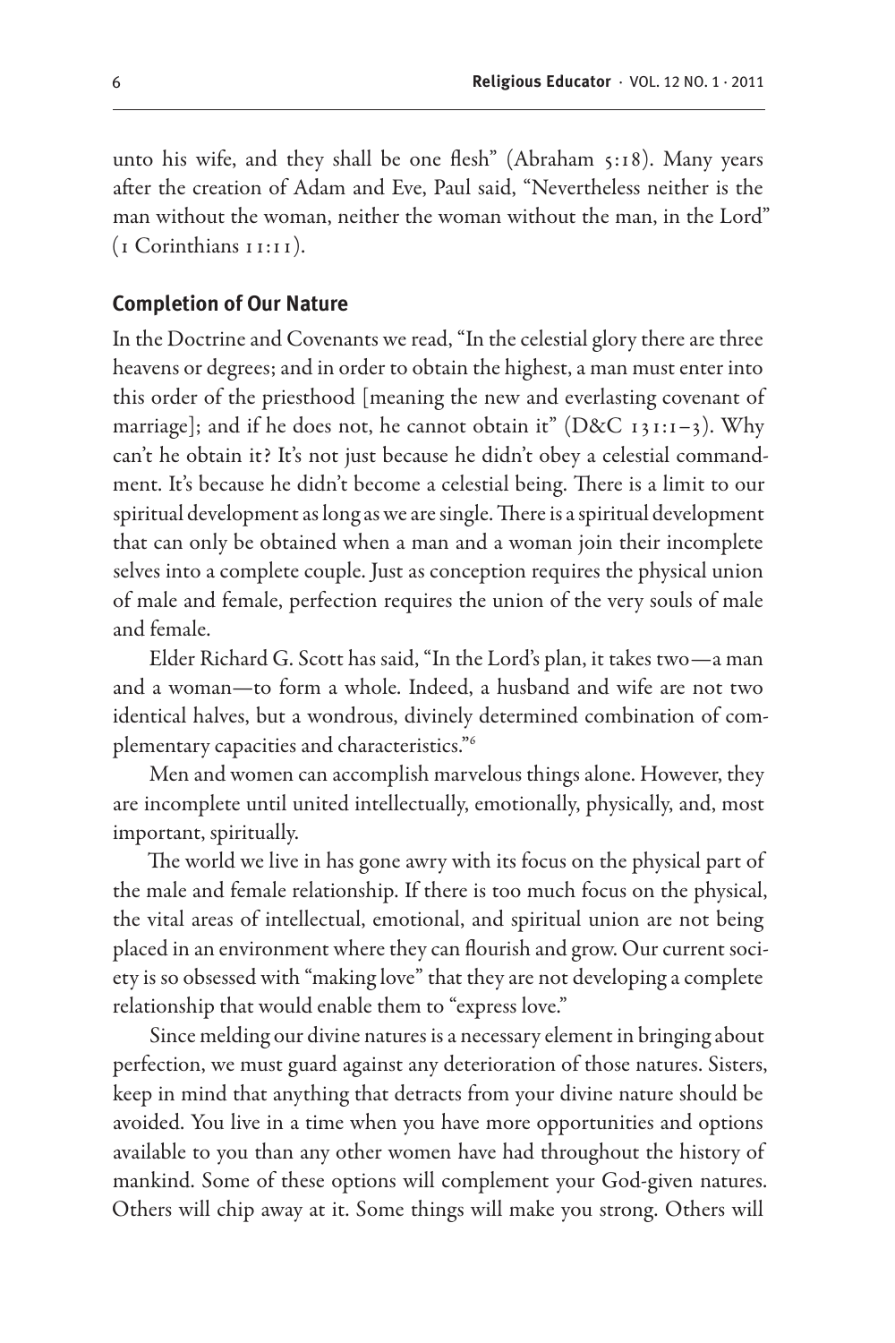unto his wife, and they shall be one flesh" (Abraham 5:18). Many years after the creation of Adam and Eve, Paul said, "Nevertheless neither is the man without the woman, neither the woman without the man, in the Lord" (1 Corinthians 11:11).

## Completion of Our Nature

In the Doctrine and Covenants we read, "In the celestial glory there are three heavens or degrees; and in order to obtain the highest, a man must enter into this order of the priesthood [meaning the new and everlasting covenant of marriage]; and if he does not, he cannot obtain it" (D&C 131:1–3). Why can't he obtain it? It's not just because he didn't obey a celestial commandment. It's because he didn't become a celestial being. There is a limit to our spiritual development as long as we are single. There is a spiritual development that can only be obtained when a man and a woman join their incomplete selves into a complete couple. Just as conception requires the physical union of male and female, perfection requires the union of the very souls of male and female.

Elder Richard G. Scott has said, "In the Lord's plan, it takes two—a man and a woman—to form a whole. Indeed, a husband and wife are not two identical halves, but a wondrous, divinely determined combination of complementary capacities and characteristics."[6]

Men and women can accomplish marvelous things alone. However, they are incomplete until united intellectually, emotionally, physically, and, most important, spiritually.

The world we live in has gone awry with its focus on the physical part of the male and female relationship. If there is too much focus on the physical, the vital areas of intellectual, emotional, and spiritual union are not being placed in an environment where they can flourish and grow. Our current society is so obsessed with "making love" that they are not developing a complete relationship that would enable them to "express love."

Since melding our divine natures is a necessary element in bringing about perfection, we must guard against any deterioration of those natures. Sisters, keep in mind that anything that detracts from your divine nature should be avoided. You live in a time when you have more opportunities and options available to you than any other women have had throughout the history of mankind. Some of these options will complement your God-given natures. Others will chip away at it. Some things will make you strong. Others will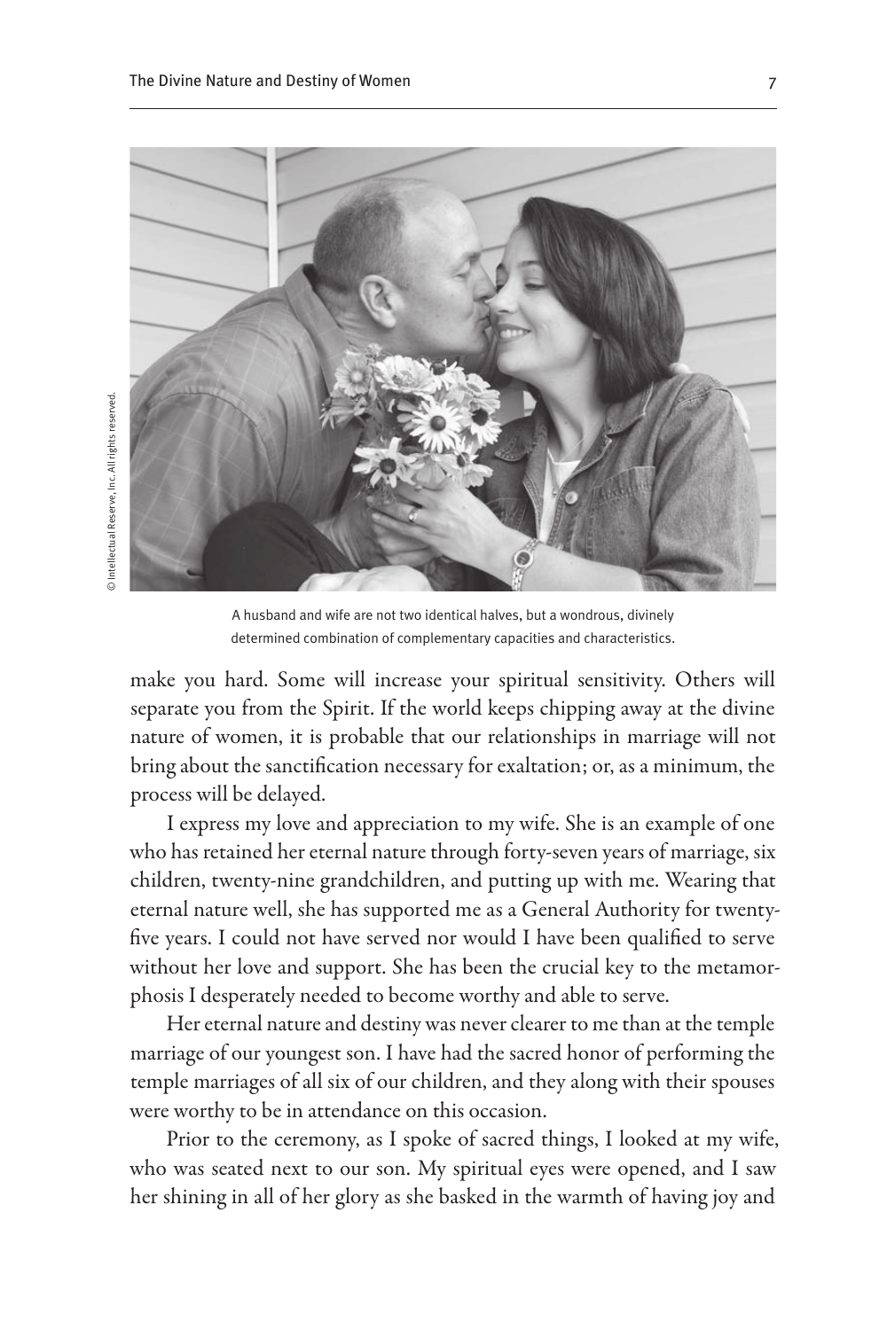© Intellectual Reserve, Inc. All rights reserved.

A husband and wife are not two identical halves, but a wondrous, divinely determined combination of complementary capacities and characteristics.

make you hard. Some will increase your spiritual sensitivity. Others will separate you from the Spirit. If the world keeps chipping away at the divine nature of women, it is probable that our relationships in marriage will not bring about the sanctification necessary for exaltation; or, as a minimum, the process will be delayed.

I express my love and appreciation to my wife. She is an example of one who has retained her eternal nature through forty-seven years of marriage, six children, twenty-nine grandchildren, and putting up with me. Wearing that eternal nature well, she has supported me as a General Authority for twenty-five years. I could not have served nor would I have been qualified to serve without her love and support. She has been the crucial key to the metamorphosis I desperately needed to become worthy and able to serve.

Her eternal nature and destiny was never clearer to me than at the temple marriage of our youngest son. I have had the sacred honor of performing the temple marriages of all six of our children, and they along with their spouses were worthy to be in attendance on this occasion.

Prior to the ceremony, as I spoke of sacred things, I looked at my wife, who was seated next to our son. My spiritual eyes were opened, and I saw her shining in all of her glory as she basked in the warmth of having joy and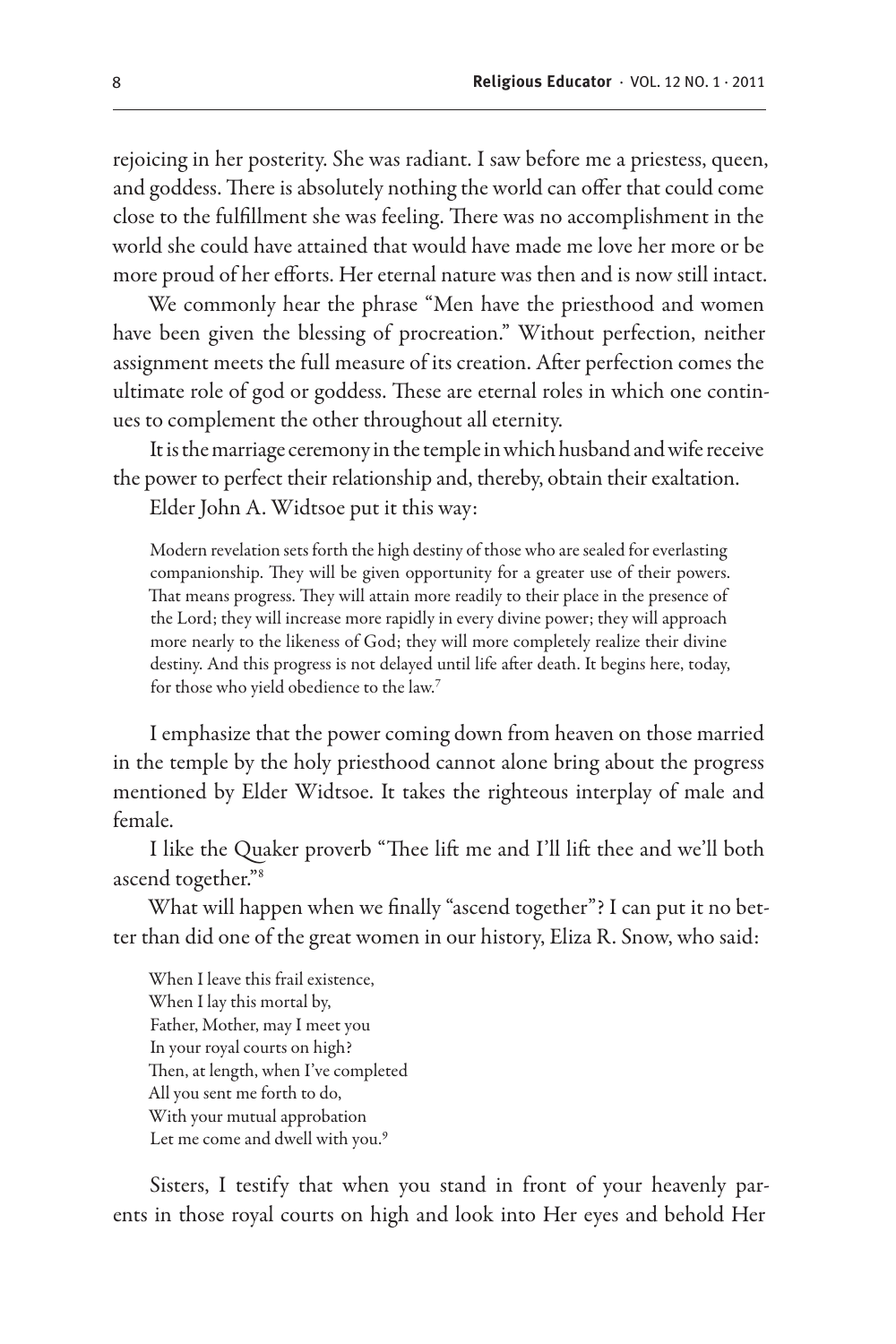rejoicing in her posterity. She was radiant. I saw before me a priestess, queen, and goddess. There is absolutely nothing the world can offer that could come close to the fulfillment she was feeling. There was no accomplishment in the world she could have attained that would have made me love her more or be more proud of her efforts. Her eternal nature was then and is now still intact.

We commonly hear the phrase "Men have the priesthood and women have been given the blessing of procreation." Without perfection, neither assignment meets the full measure of its creation. After perfection comes the ultimate role of god or goddess. These are eternal roles in which one continues to complement the other throughout all eternity.

It is the marriage ceremony in the temple in which husband and wife receive the power to perfect their relationship and, thereby, obtain their exaltation.

Elder John A. Widtsoe put it this way:

> Modern revelation sets forth the high destiny of those who are sealed for everlasting companionship. They will be given opportunity for a greater use of their powers. That means progress. They will attain more readily to their place in the presence of the Lord; they will increase more rapidly in every divine power; they will approach more nearly to the likeness of God; they will more completely realize their divine destiny. And this progress is not delayed until life after death. It begins here, today, for those who yield obedience to the law.[7]

I emphasize that the power coming down from heaven on those married in the temple by the holy priesthood cannot alone bring about the progress mentioned by Elder Widtsoe. It takes the righteous interplay of male and female.

I like the Quaker proverb "Thee lift me and I'll lift thee and we'll both ascend together."[8]

What will happen when we finally "ascend together"? I can put it no better than did one of the great women in our history, Eliza R. Snow, who said:

> When I leave this frail existence,
> When I lay this mortal by,
> Father, Mother, may I meet you
> In your royal courts on high?
> Then, at length, when I've completed
> All you sent me forth to do,
> With your mutual approbation
> Let me come and dwell with you.[9]

Sisters, I testify that when you stand in front of your heavenly parents in those royal courts on high and look into Her eyes and behold Her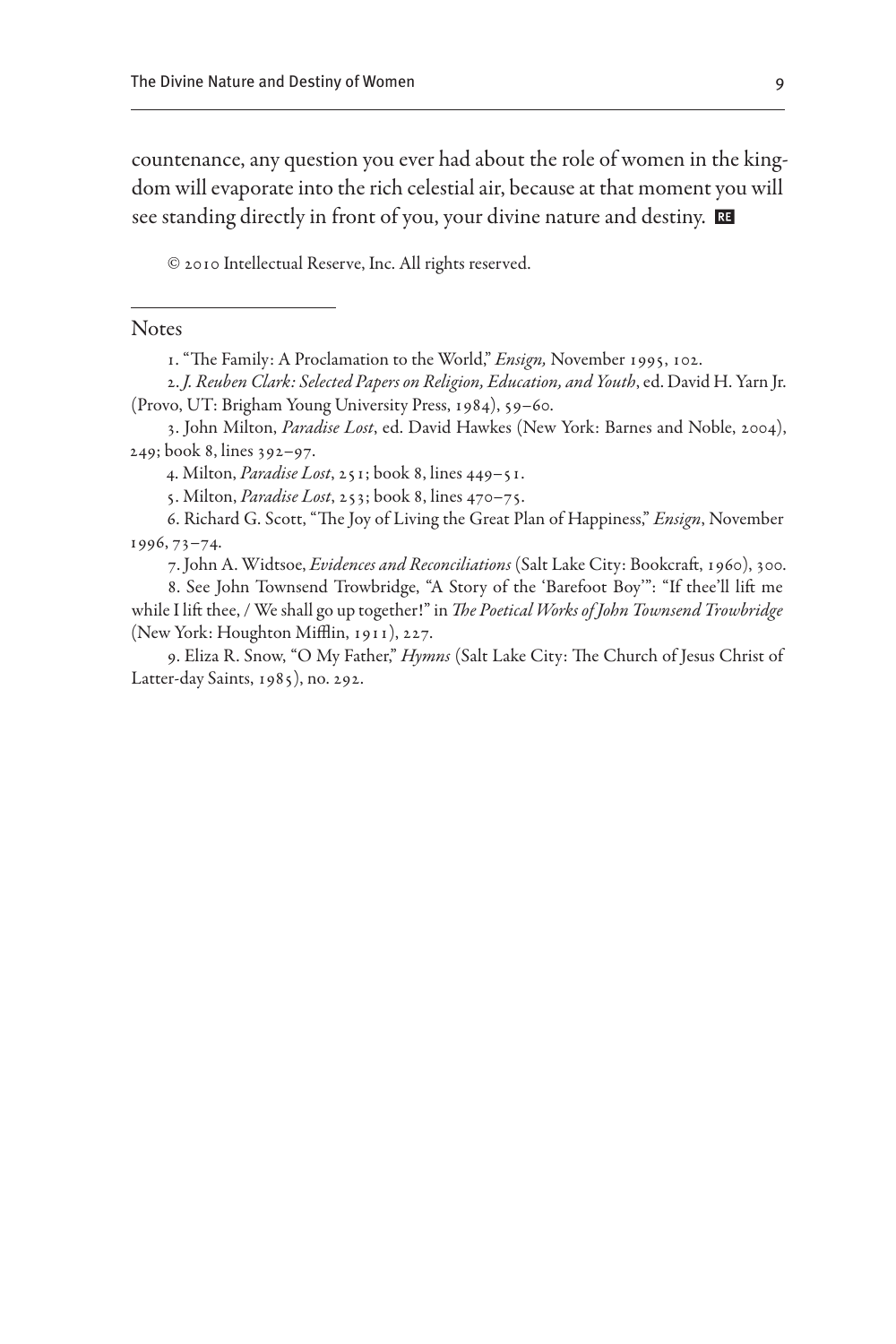countenance, any question you ever had about the role of women in the kingdom will evaporate into the rich celestial air, because at that moment you will see standing directly in front of you, your divine nature and destiny. RE

© 2010 Intellectual Reserve, Inc. All rights reserved.

## Notes

1. "The Family: A Proclamation to the World," *Ensign,* November 1995, 102.

2. *J. Reuben Clark: Selected Papers on Religion, Education, and Youth*, ed. David H. Yarn Jr. (Provo, UT: Brigham Young University Press, 1984), 59–60.

3. John Milton, *Paradise Lost*, ed. David Hawkes (New York: Barnes and Noble, 2004), 249; book 8, lines 392–97.

4. Milton, *Paradise Lost*, 251; book 8, lines 449–51.

5. Milton, *Paradise Lost*, 253; book 8, lines 470–75.

6. Richard G. Scott, "The Joy of Living the Great Plan of Happiness," *Ensign*, November 1996, 73–74.

7. John A. Widtsoe, *Evidences and Reconciliations* (Salt Lake City: Bookcraft, 1960), 300.

8. See John Townsend Trowbridge, "A Story of the 'Barefoot Boy'": "If thee'll lift me while I lift thee, / We shall go up together!" in *The Poetical Works of John Townsend Trowbridge* (New York: Houghton Mifflin, 1911), 227.

9. Eliza R. Snow, "O My Father," *Hymns* (Salt Lake City: The Church of Jesus Christ of Latter-day Saints, 1985), no. 292.